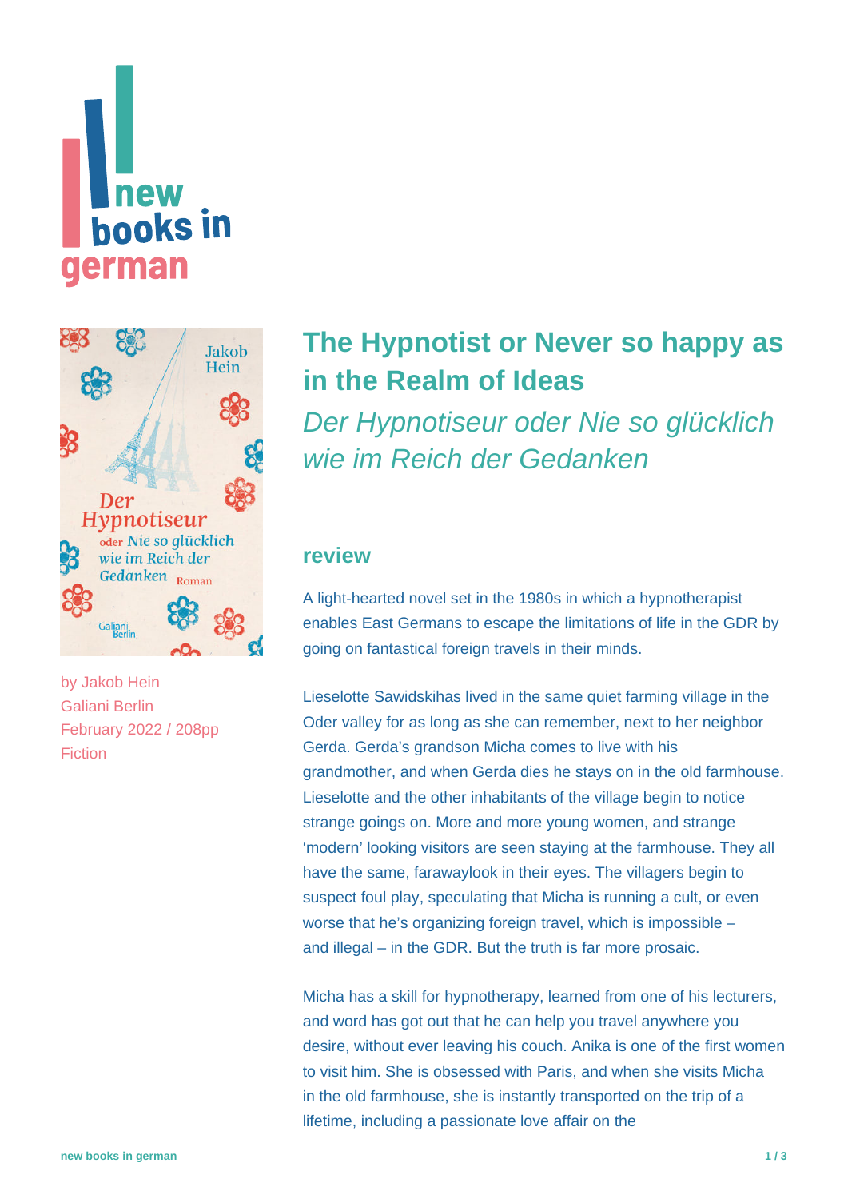# The Hypnotist or Never so happy as in the Realm of Ideas

*Der Hypnotiseur oder Nie so glücklich wie im Reich der Gedanken*

by Jakob Hein
Galiani Berlin
February 2022 / 208pp
Fiction

## review

A light-hearted novel set in the 1980s in which a hypnotherapist enables East Germans to escape the limitations of life in the GDR by going on fantastical foreign travels in their minds.

Lieselotte Sawidskihas lived in the same quiet farming village in the Oder valley for as long as she can remember, next to her neighbor Gerda. Gerda's grandson Micha comes to live with his grandmother, and when Gerda dies he stays on in the old farmhouse. Lieselotte and the other inhabitants of the village begin to notice strange goings on. More and more young women, and strange 'modern' looking visitors are seen staying at the farmhouse. They all have the same, farawaylook in their eyes. The villagers begin to suspect foul play, speculating that Micha is running a cult, or even worse that he's organizing foreign travel, which is impossible – and illegal – in the GDR. But the truth is far more prosaic.

Micha has a skill for hypnotherapy, learned from one of his lecturers, and word has got out that he can help you travel anywhere you desire, without ever leaving his couch. Anika is one of the first women to visit him. She is obsessed with Paris, and when she visits Micha in the old farmhouse, she is instantly transported on the trip of a lifetime, including a passionate love affair on the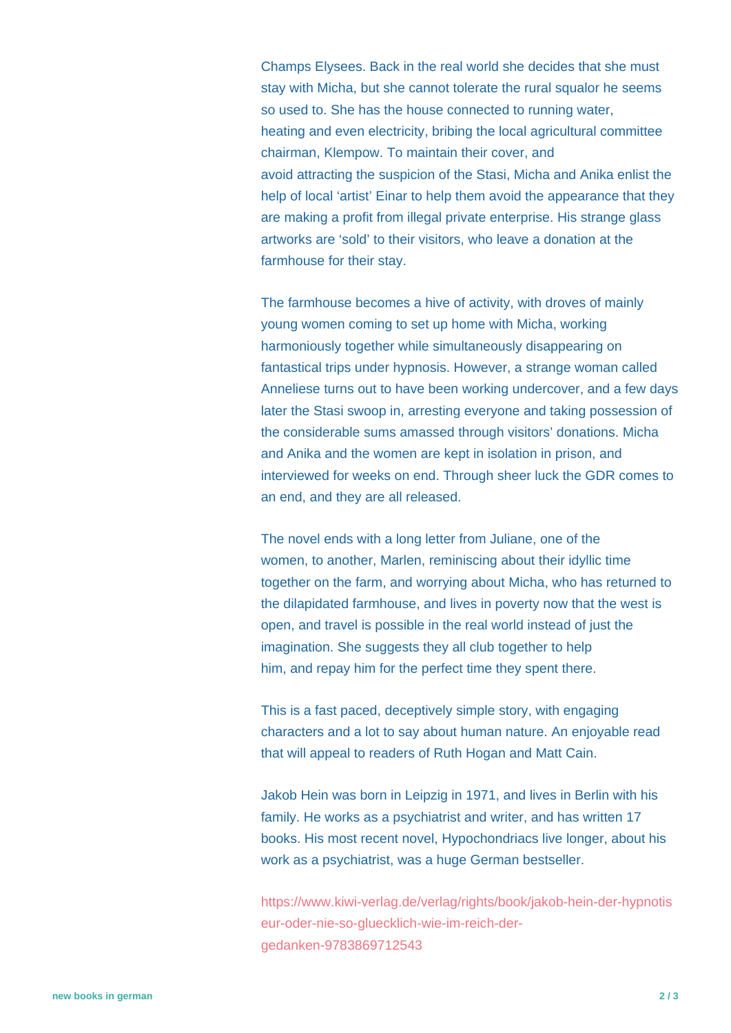Champs Elysees. Back in the real world she decides that she must stay with Micha, but she cannot tolerate the rural squalor he seems so used to. She has the house connected to running water, heating and even electricity, bribing the local agricultural committee chairman, Klempow. To maintain their cover, and avoid attracting the suspicion of the Stasi, Micha and Anika enlist the help of local 'artist' Einar to help them avoid the appearance that they are making a profit from illegal private enterprise. His strange glass artworks are 'sold' to their visitors, who leave a donation at the farmhouse for their stay.

The farmhouse becomes a hive of activity, with droves of mainly young women coming to set up home with Micha, working harmoniously together while simultaneously disappearing on fantastical trips under hypnosis. However, a strange woman called Anneliese turns out to have been working undercover, and a few days later the Stasi swoop in, arresting everyone and taking possession of the considerable sums amassed through visitors' donations. Micha and Anika and the women are kept in isolation in prison, and interviewed for weeks on end. Through sheer luck the GDR comes to an end, and they are all released.

The novel ends with a long letter from Juliane, one of the women, to another, Marlen, reminiscing about their idyllic time together on the farm, and worrying about Micha, who has returned to the dilapidated farmhouse, and lives in poverty now that the west is open, and travel is possible in the real world instead of just the imagination. She suggests they all club together to help him, and repay him for the perfect time they spent there.

This is a fast paced, deceptively simple story, with engaging characters and a lot to say about human nature. An enjoyable read that will appeal to readers of Ruth Hogan and Matt Cain.

Jakob Hein was born in Leipzig in 1971, and lives in Berlin with his family. He works as a psychiatrist and writer, and has written 17 books. His most recent novel, Hypochondriacs live longer, about his work as a psychiatrist, was a huge German bestseller.

https://www.kiwi-verlag.de/verlag/rights/book/jakob-hein-der-hypnotiseur-oder-nie-so-gluecklich-wie-im-reich-der-gedanken-9783869712543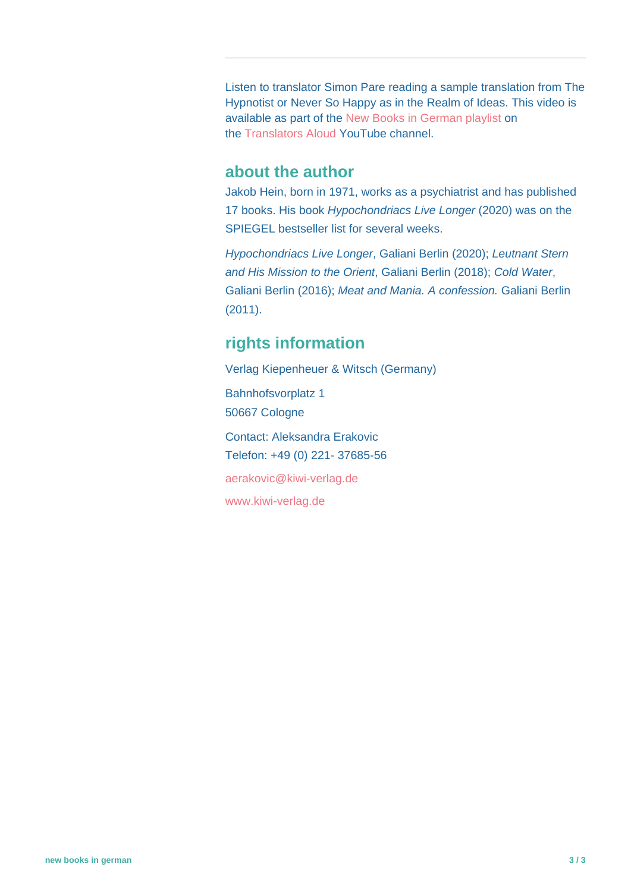Listen to translator Simon Pare reading a sample translation from The Hypnotist or Never So Happy as in the Realm of Ideas. This video is available as part of the New Books in German playlist on the Translators Aloud YouTube channel.

## about the author

Jakob Hein, born in 1971, works as a psychiatrist and has published 17 books. His book *Hypochondriacs Live Longer* (2020) was on the SPIEGEL bestseller list for several weeks.

*Hypochondriacs Live Longer*, Galiani Berlin (2020); *Leutnant Stern and His Mission to the Orient*, Galiani Berlin (2018); *Cold Water*, Galiani Berlin (2016); *Meat and Mania. A confession.* Galiani Berlin (2011).

## rights information

Verlag Kiepenheuer & Witsch (Germany)

Bahnhofsvorplatz 1
50667 Cologne

Contact: Aleksandra Erakovic
Telefon: +49 (0) 221- 37685-56

aerakovic@kiwi-verlag.de

www.kiwi-verlag.de